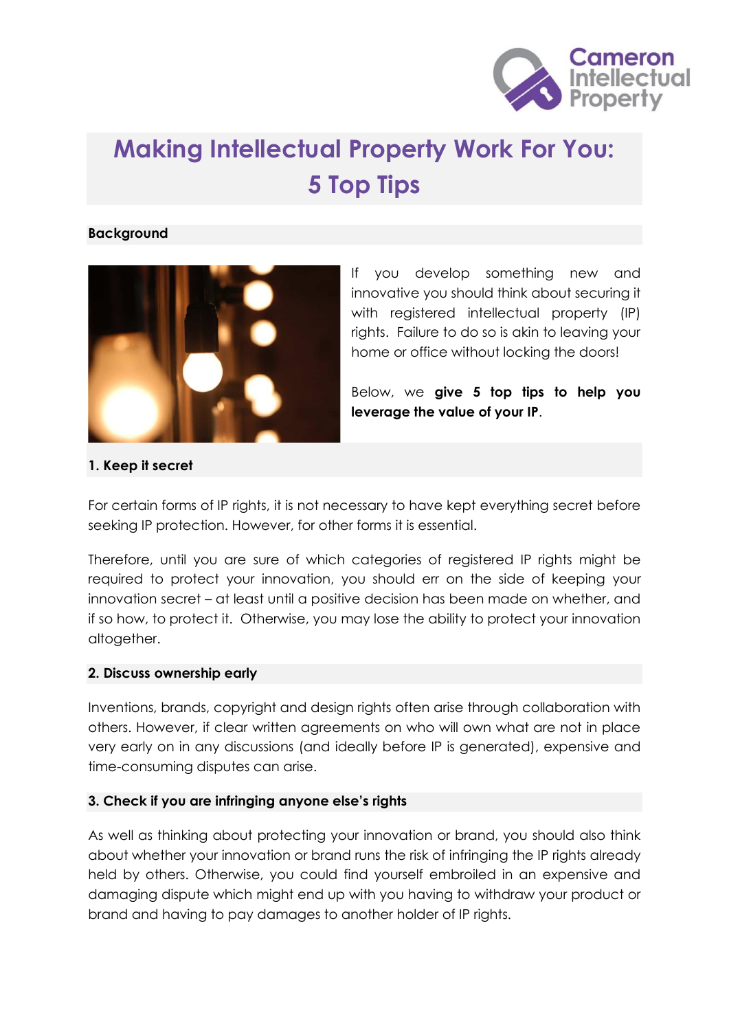# Making Intellectual Property Work For You: 5 Top Tips

## Background

If you develop something new and innovative you should think about securing it with registered intellectual property (IP) rights. Failure to do so is akin to leaving your home or office without locking the doors!

Below, we **give 5 top tips to help you leverage the value of your IP**.

## 1. Keep it secret

For certain forms of IP rights, it is not necessary to have kept everything secret before seeking IP protection. However, for other forms it is essential.

Therefore, until you are sure of which categories of registered IP rights might be required to protect your innovation, you should err on the side of keeping your innovation secret – at least until a positive decision has been made on whether, and if so how, to protect it. Otherwise, you may lose the ability to protect your innovation altogether.

## 2. Discuss ownership early

Inventions, brands, copyright and design rights often arise through collaboration with others. However, if clear written agreements on who will own what are not in place very early on in any discussions (and ideally before IP is generated), expensive and time-consuming disputes can arise.

## 3. Check if you are infringing anyone else's rights

As well as thinking about protecting your innovation or brand, you should also think about whether your innovation or brand runs the risk of infringing the IP rights already held by others. Otherwise, you could find yourself embroiled in an expensive and damaging dispute which might end up with you having to withdraw your product or brand and having to pay damages to another holder of IP rights.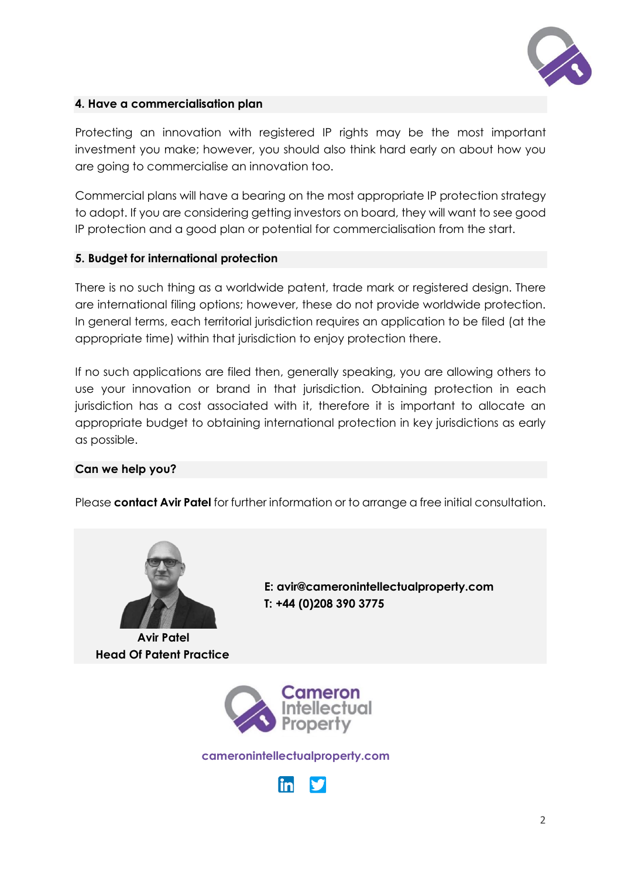### 4. Have a commercialisation plan

Protecting an innovation with registered IP rights may be the most important investment you make; however, you should also think hard early on about how you are going to commercialise an innovation too.

Commercial plans will have a bearing on the most appropriate IP protection strategy to adopt. If you are considering getting investors on board, they will want to see good IP protection and a good plan or potential for commercialisation from the start.

### 5. Budget for international protection

There is no such thing as a worldwide patent, trade mark or registered design. There are international filing options; however, these do not provide worldwide protection. In general terms, each territorial jurisdiction requires an application to be filed (at the appropriate time) within that jurisdiction to enjoy protection there.

If no such applications are filed then, generally speaking, you are allowing others to use your innovation or brand in that jurisdiction. Obtaining protection in each jurisdiction has a cost associated with it, therefore it is important to allocate an appropriate budget to obtaining international protection in key jurisdictions as early as possible.

### Can we help you?

Please **contact Avir Patel** for further information or to arrange a free initial consultation.

**Avir Patel**
**Head Of Patent Practice**

**E: avir@cameronintellectualproperty.com**
**T: +44 (0)208 390 3775**

Cameron Intellectual Property

cameronintellectualproperty.com